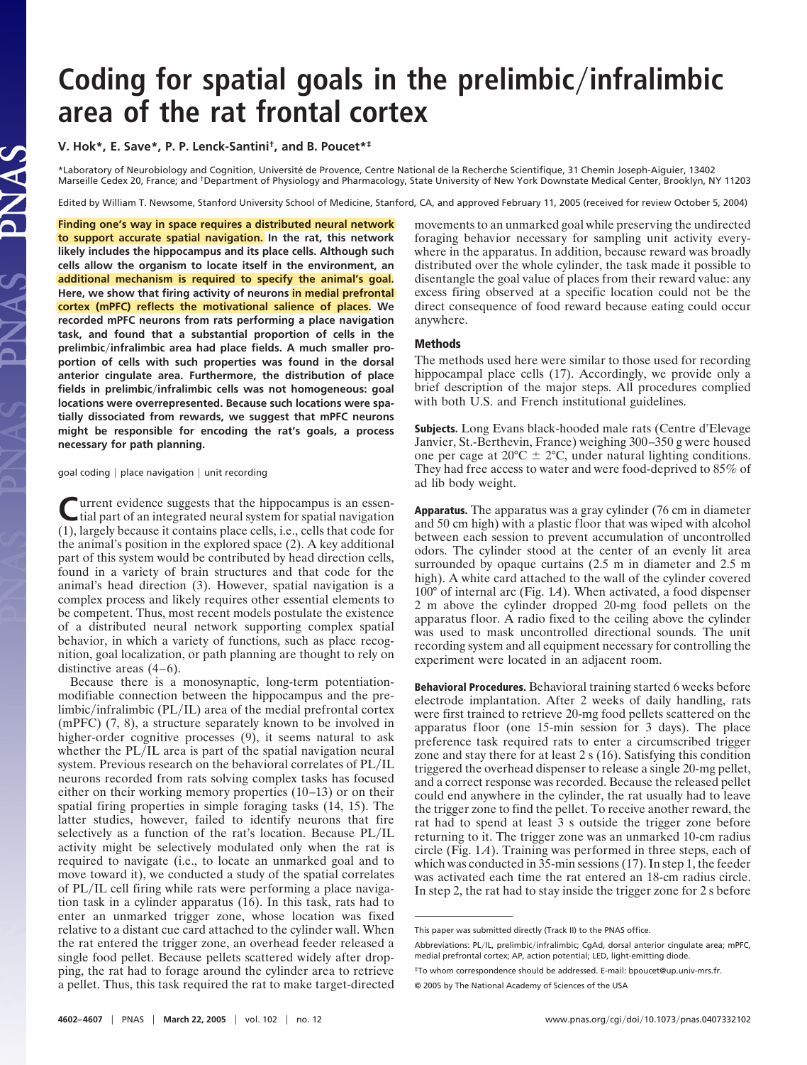# Coding for spatial goals in the prelimbic/infralimbic area of the rat frontal cortex

**V. Hok*, E. Save*, P. P. Lenck-Santini†, and B. Poucet*‡**

*Laboratory of Neurobiology and Cognition, Université de Provence, Centre National de la Recherche Scientifique, 31 Chemin Joseph-Aiguier, 13402 Marseille Cedex 20, France; and †Department of Physiology and Pharmacology, State University of New York Downstate Medical Center, Brooklyn, NY 11203

Edited by William T. Newsome, Stanford University School of Medicine, Stanford, CA, and approved February 11, 2005 (received for review October 5, 2004)

**Finding one's way in space requires a distributed neural network to support accurate spatial navigation. In the rat, this network likely includes the hippocampus and its place cells. Although such cells allow the organism to locate itself in the environment, an additional mechanism is required to specify the animal's goal. Here, we show that firing activity of neurons in medial prefrontal cortex (mPFC) reflects the motivational salience of places. We recorded mPFC neurons from rats performing a place navigation task, and found that a substantial proportion of cells in the prelimbic/infralimbic area had place fields. A much smaller proportion of cells with such properties was found in the dorsal anterior cingulate area. Furthermore, the distribution of place fields in prelimbic/infralimbic cells was not homogeneous: goal locations were overrepresented. Because such locations were spatially dissociated from rewards, we suggest that mPFC neurons might be responsible for encoding the rat's goals, a process necessary for path planning.**

goal coding | place navigation | unit recording

Current evidence suggests that the hippocampus is an essential part of an integrated neural system for spatial navigation (1), largely because it contains place cells, i.e., cells that code for the animal's position in the explored space (2). A key additional part of this system would be contributed by head direction cells, found in a variety of brain structures and that code for the animal's head direction (3). However, spatial navigation is a complex process and likely requires other essential elements to be competent. Thus, most recent models postulate the existence of a distributed neural network supporting complex spatial behavior, in which a variety of functions, such as place recognition, goal localization, or path planning are thought to rely on distinctive areas (4–6).

Because there is a monosynaptic, long-term potentiation-modifiable connection between the hippocampus and the prelimbic/infralimbic (PL/IL) area of the medial prefrontal cortex (mPFC) (7, 8), a structure separately known to be involved in higher-order cognitive processes (9), it seems natural to ask whether the PL/IL area is part of the spatial navigation neural system. Previous research on the behavioral correlates of PL/IL neurons recorded from rats solving complex tasks has focused either on their working memory properties (10–13) or on their spatial firing properties in simple foraging tasks (14, 15). The latter studies, however, failed to identify neurons that fire selectively as a function of the rat's location. Because PL/IL activity might be selectively modulated only when the rat is required to navigate (i.e., to locate an unmarked goal and to move toward it), we conducted a study of the spatial correlates of PL/IL cell firing while rats were performing a place navigation task in a cylinder apparatus (16). In this task, rats had to enter an unmarked trigger zone, whose location was fixed relative to a distant cue card attached to the cylinder wall. When the rat entered the trigger zone, an overhead feeder released a single food pellet. Because pellets scattered widely after dropping, the rat had to forage around the cylinder area to retrieve a pellet. Thus, this task required the rat to make target-directed movements to an unmarked goal while preserving the undirected foraging behavior necessary for sampling unit activity everywhere in the apparatus. In addition, because reward was broadly distributed over the whole cylinder, the task made it possible to disentangle the goal value of places from their reward value: any excess firing observed at a specific location could not be the direct consequence of food reward because eating could occur anywhere.

## Methods

The methods used here were similar to those used for recording hippocampal place cells (17). Accordingly, we provide only a brief description of the major steps. All procedures complied with both U.S. and French institutional guidelines.

**Subjects.** Long Evans black-hooded male rats (Centre d'Elevage Janvier, St.-Berthevin, France) weighing 300–350 g were housed one per cage at 20°C ± 2°C, under natural lighting conditions. They had free access to water and were food-deprived to 85% of ad lib body weight.

**Apparatus.** The apparatus was a gray cylinder (76 cm in diameter and 50 cm high) with a plastic floor that was wiped with alcohol between each session to prevent accumulation of uncontrolled odors. The cylinder stood at the center of an evenly lit area surrounded by opaque curtains (2.5 m in diameter and 2.5 m high). A white card attached to the wall of the cylinder covered 100° of internal arc (Fig. 1*A*). When activated, a food dispenser 2 m above the cylinder dropped 20-mg food pellets on the apparatus floor. A radio fixed to the ceiling above the cylinder was used to mask uncontrolled directional sounds. The unit recording system and all equipment necessary for controlling the experiment were located in an adjacent room.

**Behavioral Procedures.** Behavioral training started 6 weeks before electrode implantation. After 2 weeks of daily handling, rats were first trained to retrieve 20-mg food pellets scattered on the apparatus floor (one 15-min session for 3 days). The place preference task required rats to enter a circumscribed trigger zone and stay there for at least 2 s (16). Satisfying this condition triggered the overhead dispenser to release a single 20-mg pellet, and a correct response was recorded. Because the released pellet could end anywhere in the cylinder, the rat usually had to leave the trigger zone to find the pellet. To receive another reward, the rat had to spend at least 3 s outside the trigger zone before returning to it. The trigger zone was an unmarked 10-cm radius circle (Fig. 1*A*). Training was performed in three steps, each of which was conducted in 35-min sessions (17). In step 1, the feeder was activated each time the rat entered an 18-cm radius circle. In step 2, the rat had to stay inside the trigger zone for 2 s before

This paper was submitted directly (Track II) to the PNAS office.

Abbreviations: PL/IL, prelimbic/infralimbic; CgAd, dorsal anterior cingulate area; mPFC, medial prefrontal cortex; AP, action potential; LED, light-emitting diode.

‡To whom correspondence should be addressed. E-mail: bpoucet@up.univ-mrs.fr.

© 2005 by The National Academy of Sciences of the USA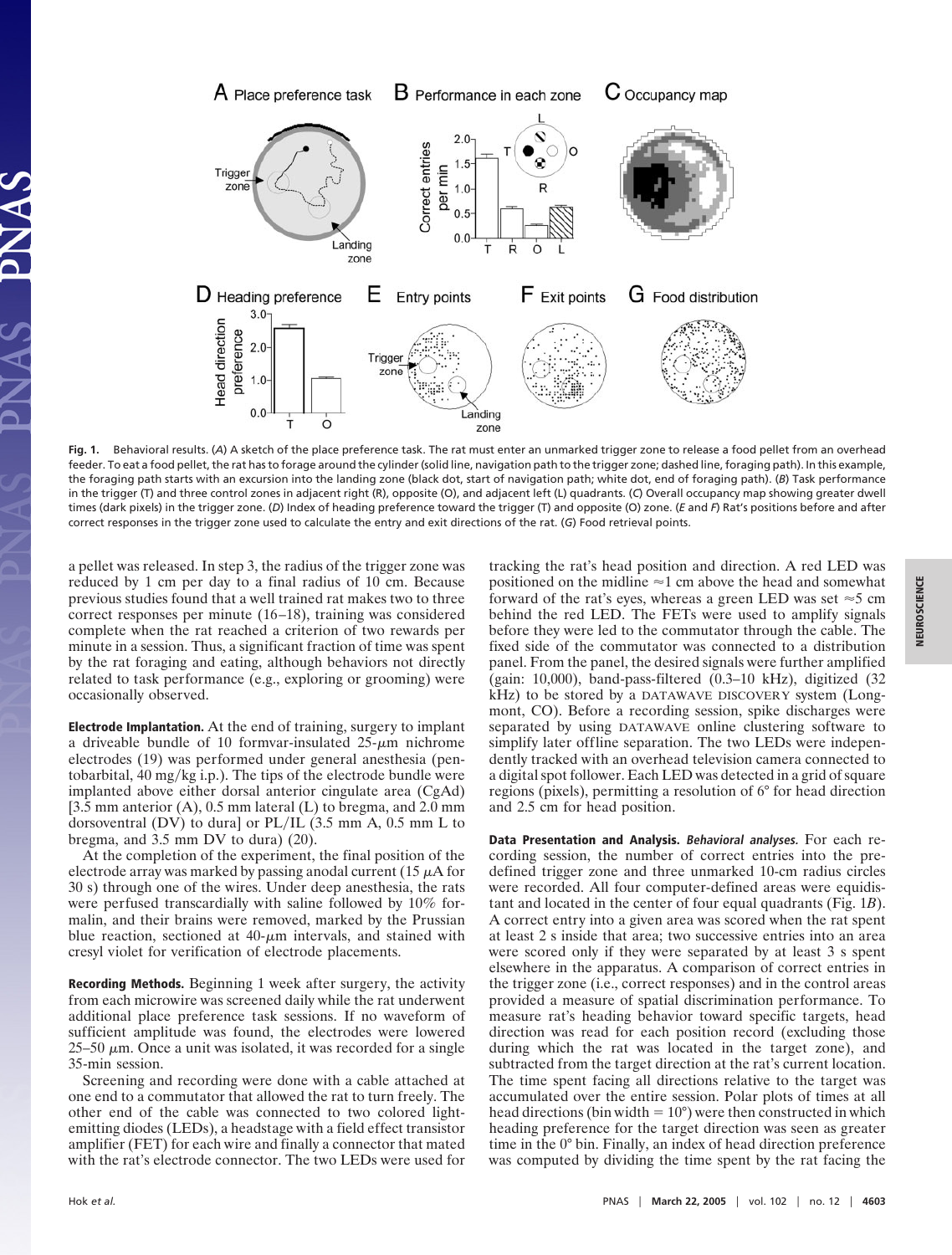**Fig. 1.** Behavioral results. (*A*) A sketch of the place preference task. The rat must enter an unmarked trigger zone to release a food pellet from an overhead feeder. To eat a food pellet, the rat has to forage around the cylinder (solid line, navigation path to the trigger zone; dashed line, foraging path). In this example, the foraging path starts with an excursion into the landing zone (black dot, start of navigation path; white dot, end of foraging path). (*B*) Task performance in the trigger (T) and three control zones in adjacent right (R), opposite (O), and adjacent left (L) quadrants. (*C*) Overall occupancy map showing greater dwell times (dark pixels) in the trigger zone. (*D*) Index of heading preference toward the trigger (T) and opposite (O) zone. (*E* and *F*) Rat's positions before and after correct responses in the trigger zone used to calculate the entry and exit directions of the rat. (*G*) Food retrieval points.

a pellet was released. In step 3, the radius of the trigger zone was reduced by 1 cm per day to a final radius of 10 cm. Because previous studies found that a well trained rat makes two to three correct responses per minute (16–18), training was considered complete when the rat reached a criterion of two rewards per minute in a session. Thus, a significant fraction of time was spent by the rat foraging and eating, although behaviors not directly related to task performance (e.g., exploring or grooming) were occasionally observed.

**Electrode Implantation.** At the end of training, surgery to implant a driveable bundle of 10 formvar-insulated 25-$\mu$m nichrome electrodes (19) was performed under general anesthesia (pentobarbital, 40 mg/kg i.p.). The tips of the electrode bundle were implanted above either dorsal anterior cingulate area (CgAd) [3.5 mm anterior (A), 0.5 mm lateral (L) to bregma, and 2.0 mm dorsoventral (DV) to dura] or PL/IL (3.5 mm A, 0.5 mm L to bregma, and 3.5 mm DV to dura) (20).

At the completion of the experiment, the final position of the electrode array was marked by passing anodal current (15 $\mu$A for 30 s) through one of the wires. Under deep anesthesia, the rats were perfused transcardially with saline followed by 10% formalin, and their brains were removed, marked by the Prussian blue reaction, sectioned at 40-$\mu$m intervals, and stained with cresyl violet for verification of electrode placements.

**Recording Methods.** Beginning 1 week after surgery, the activity from each microwire was screened daily while the rat underwent additional place preference task sessions. If no waveform of sufficient amplitude was found, the electrodes were lowered 25–50 $\mu$m. Once a unit was isolated, it was recorded for a single 35-min session.

Screening and recording were done with a cable attached at one end to a commutator that allowed the rat to turn freely. The other end of the cable was connected to two colored light-emitting diodes (LEDs), a headstage with a field effect transistor amplifier (FET) for each wire and finally a connector that mated with the rat's electrode connector. The two LEDs were used for tracking the rat's head position and direction. A red LED was positioned on the midline ≈1 cm above the head and somewhat forward of the rat's eyes, whereas a green LED was set ≈5 cm behind the red LED. The FETs were used to amplify signals before they were led to the commutator through the cable. The fixed side of the commutator was connected to a distribution panel. From the panel, the desired signals were further amplified (gain: 10,000), band-pass-filtered (0.3–10 kHz), digitized (32 kHz) to be stored by a DATAWAVE DISCOVERY system (Longmont, CO). Before a recording session, spike discharges were separated by using DATAWAVE online clustering software to simplify later offline separation. The two LEDs were independently tracked with an overhead television camera connected to a digital spot follower. Each LED was detected in a grid of square regions (pixels), permitting a resolution of 6° for head direction and 2.5 cm for head position.

**Data Presentation and Analysis.** ***Behavioral analyses.*** For each recording session, the number of correct entries into the predefined trigger zone and three unmarked 10-cm radius circles were recorded. All four computer-defined areas were equidistant and located in the center of four equal quadrants (Fig. 1*B*). A correct entry into a given area was scored when the rat spent at least 2 s inside that area; two successive entries into an area were scored only if they were separated by at least 3 s spent elsewhere in the apparatus. A comparison of correct entries in the trigger zone (i.e., correct responses) and in the control areas provided a measure of spatial discrimination performance. To measure rat's heading behavior toward specific targets, head direction was read for each position record (excluding those during which the rat was located in the target zone), and subtracted from the target direction at the rat's current location. The time spent facing all directions relative to the target was accumulated over the entire session. Polar plots of times at all head directions (bin width = 10°) were then constructed in which heading preference for the target direction was seen as greater time in the 0° bin. Finally, an index of head direction preference was computed by dividing the time spent by the rat facing the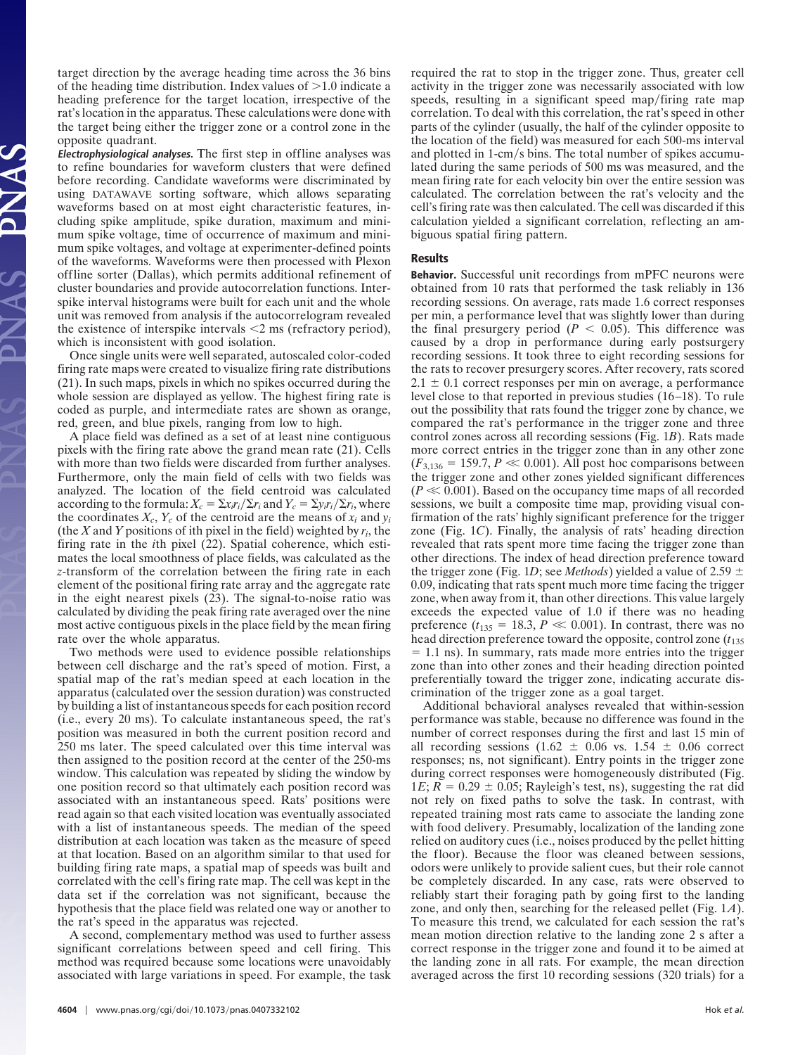target direction by the average heading time across the 36 bins of the heading time distribution. Index values of >1.0 indicate a heading preference for the target location, irrespective of the rat's location in the apparatus. These calculations were done with the target being either the trigger zone or a control zone in the opposite quadrant.

***Electrophysiological analyses.*** The first step in offline analyses was to refine boundaries for waveform clusters that were defined before recording. Candidate waveforms were discriminated by using DATAWAVE sorting software, which allows separating waveforms based on at most eight characteristic features, including spike amplitude, spike duration, maximum and minimum spike voltage, time of occurrence of maximum and minimum spike voltages, and voltage at experimenter-defined points of the waveforms. Waveforms were then processed with Plexon offline sorter (Dallas), which permits additional refinement of cluster boundaries and provide autocorrelation functions. Interspike interval histograms were built for each unit and the whole unit was removed from analysis if the autocorrelogram revealed the existence of interspike intervals <2 ms (refractory period), which is inconsistent with good isolation.

Once single units were well separated, autoscaled color-coded firing rate maps were created to visualize firing rate distributions (21). In such maps, pixels in which no spikes occurred during the whole session are displayed as yellow. The highest firing rate is coded as purple, and intermediate rates are shown as orange, red, green, and blue pixels, ranging from low to high.

A place field was defined as a set of at least nine contiguous pixels with the firing rate above the grand mean rate (21). Cells with more than two fields were discarded from further analyses. Furthermore, only the main field of cells with two fields was analyzed. The location of the field centroid was calculated according to the formula: $X_c = \Sigma x_i r_i / \Sigma r_i$ and $Y_c = \Sigma y_i r_i / \Sigma r_i$, where the coordinates $X_c$, $Y_c$ of the centroid are the means of $x_i$ and $y_i$ (the $X$ and $Y$ positions of ith pixel in the field) weighted by $r_i$, the firing rate in the $i$th pixel (22). Spatial coherence, which estimates the local smoothness of place fields, was calculated as the $z$-transform of the correlation between the firing rate in each element of the positional firing rate array and the aggregate rate in the eight nearest pixels (23). The signal-to-noise ratio was calculated by dividing the peak firing rate averaged over the nine most active contiguous pixels in the place field by the mean firing rate over the whole apparatus.

Two methods were used to evidence possible relationships between cell discharge and the rat's speed of motion. First, a spatial map of the rat's median speed at each location in the apparatus (calculated over the session duration) was constructed by building a list of instantaneous speeds for each position record (i.e., every 20 ms). To calculate instantaneous speed, the rat's position was measured in both the current position record and 250 ms later. The speed calculated over this time interval was then assigned to the position record at the center of the 250-ms window. This calculation was repeated by sliding the window by one position record so that ultimately each position record was associated with an instantaneous speed. Rats' positions were read again so that each visited location was eventually associated with a list of instantaneous speeds. The median of the speed distribution at each location was taken as the measure of speed at that location. Based on an algorithm similar to that used for building firing rate maps, a spatial map of speeds was built and correlated with the cell's firing rate map. The cell was kept in the data set if the correlation was not significant, because the hypothesis that the place field was related one way or another to the rat's speed in the apparatus was rejected.

A second, complementary method was used to further assess significant correlations between speed and cell firing. This method was required because some locations were unavoidably associated with large variations in speed. For example, the task required the rat to stop in the trigger zone. Thus, greater cell activity in the trigger zone was necessarily associated with low speeds, resulting in a significant speed map/firing rate map correlation. To deal with this correlation, the rat's speed in other parts of the cylinder (usually, the half of the cylinder opposite to the location of the field) was measured for each 500-ms interval and plotted in 1-cm/s bins. The total number of spikes accumulated during the same periods of 500 ms was measured, and the mean firing rate for each velocity bin over the entire session was calculated. The correlation between the rat's velocity and the cell's firing rate was then calculated. The cell was discarded if this calculation yielded a significant correlation, reflecting an ambiguous spatial firing pattern.

## Results

**Behavior.** Successful unit recordings from mPFC neurons were obtained from 10 rats that performed the task reliably in 136 recording sessions. On average, rats made 1.6 correct responses per min, a performance level that was slightly lower than during the final presurgery period ($P < 0.05$). This difference was caused by a drop in performance during early postsurgery recording sessions. It took three to eight recording sessions for the rats to recover presurgery scores. After recovery, rats scored $2.1 \pm 0.1$ correct responses per min on average, a performance level close to that reported in previous studies (16–18). To rule out the possibility that rats found the trigger zone by chance, we compared the rat's performance in the trigger zone and three control zones across all recording sessions (Fig. 1*B*). Rats made more correct entries in the trigger zone than in any other zone ($F_{3,136} = 159.7$, $P \ll 0.001$). All post hoc comparisons between the trigger zone and other zones yielded significant differences ($P \ll 0.001$). Based on the occupancy time maps of all recorded sessions, we built a composite time map, providing visual confirmation of the rats' highly significant preference for the trigger zone (Fig. 1*C*). Finally, the analysis of rats' heading direction revealed that rats spent more time facing the trigger zone than other directions. The index of head direction preference toward the trigger zone (Fig. 1*D*; see *Methods*) yielded a value of 2.59 ± 0.09, indicating that rats spent much more time facing the trigger zone, when away from it, than other directions. This value largely exceeds the expected value of 1.0 if there was no heading preference ($t_{135} = 18.3$, $P \ll 0.001$). In contrast, there was no head direction preference toward the opposite, control zone ($t_{135} = 1.1$ ns). In summary, rats made more entries into the trigger zone than into other zones and their heading direction pointed preferentially toward the trigger zone, indicating accurate discrimination of the trigger zone as a goal target.

Additional behavioral analyses revealed that within-session performance was stable, because no difference was found in the number of correct responses during the first and last 15 min of all recording sessions ($1.62 \pm 0.06$ vs. $1.54 \pm 0.06$ correct responses; ns, not significant). Entry points in the trigger zone during correct responses were homogeneously distributed (Fig. 1*E*; $\bar{R} = 0.29 \pm 0.05$; Rayleigh's test, ns), suggesting the rat did not rely on fixed paths to solve the task. In contrast, with repeated training most rats came to associate the landing zone with food delivery. Presumably, localization of the landing zone relied on auditory cues (i.e., noises produced by the pellet hitting the floor). Because the floor was cleaned between sessions, odors were unlikely to provide salient cues, but their role cannot be completely discarded. In any case, rats were observed to reliably start their foraging path by going first to the landing zone, and only then, searching for the released pellet (Fig. 1*A*). To measure this trend, we calculated for each session the rat's mean motion direction relative to the landing zone 2 s after a correct response in the trigger zone and found it to be aimed at the landing zone in all rats. For example, the mean direction averaged across the first 10 recording sessions (320 trials) for a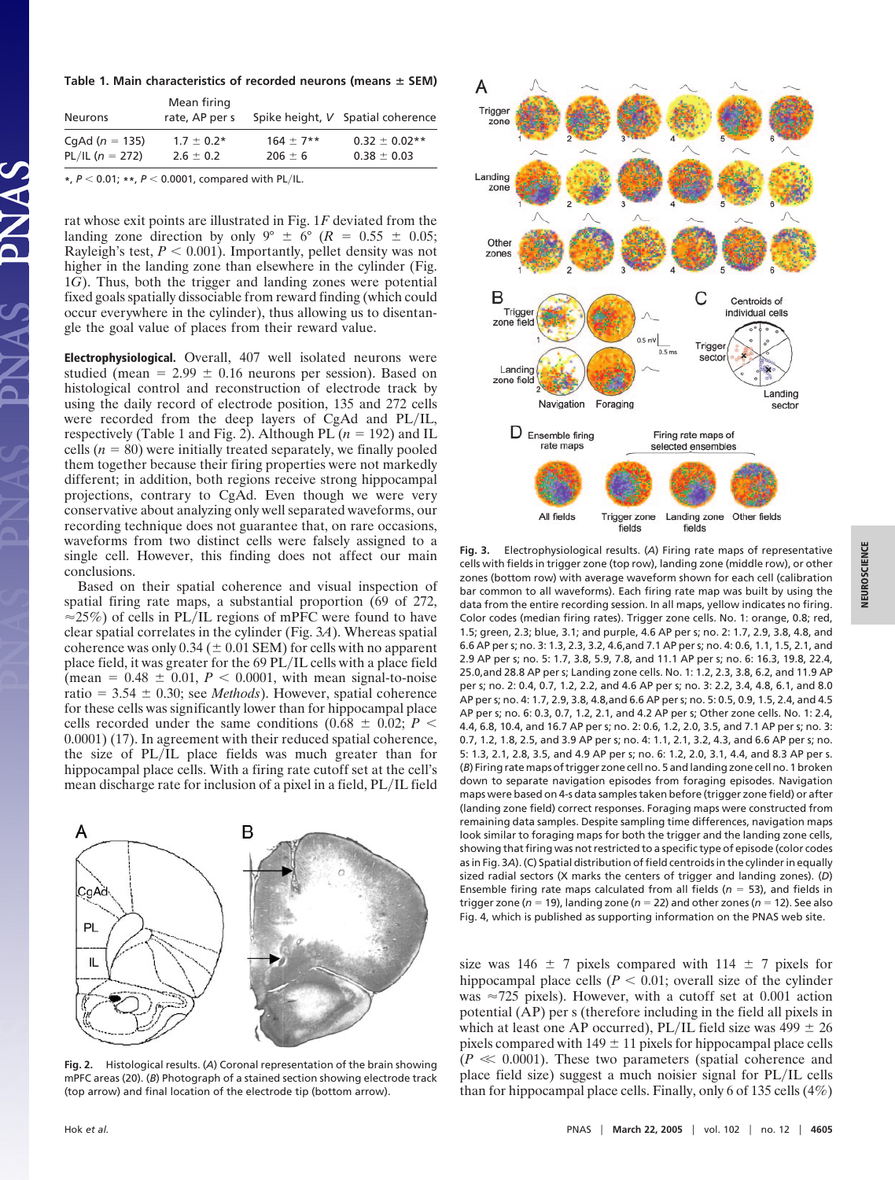**Table 1. Main characteristics of recorded neurons (means ± SEM)**

| Neurons | Mean firing rate, AP per s | Spike height, V | Spatial coherence |
|---|---|---|---|
| CgAd ($n$ = 135) | 1.7 ± 0.2* | 164 ± 7** | 0.32 ± 0.02** |
| PL/IL ($n$ = 272) | 2.6 ± 0.2 | 206 ± 6 | 0.38 ± 0.03 |

*, $P < 0.01$; **, $P < 0.0001$, compared with PL/IL.

rat whose exit points are illustrated in Fig. 1*F* deviated from the landing zone direction by only 9° ± 6° ($R$ = 0.55 ± 0.05; Rayleigh's test, $P < 0.001$). Importantly, pellet density was not higher in the landing zone than elsewhere in the cylinder (Fig. 1*G*). Thus, both the trigger and landing zones were potential fixed goals spatially dissociable from reward finding (which could occur everywhere in the cylinder), thus allowing us to disentangle the goal value of places from their reward value.

**Electrophysiological.** Overall, 407 well isolated neurons were studied (mean = 2.99 ± 0.16 neurons per session). Based on histological control and reconstruction of electrode track by using the daily record of electrode position, 135 and 272 cells were recorded from the deep layers of CgAd and PL/IL, respectively (Table 1 and Fig. 2). Although PL ($n$ = 192) and IL cells ($n$ = 80) were initially treated separately, we finally pooled them together because their firing properties were not markedly different; in addition, both regions receive strong hippocampal projections, contrary to CgAd. Even though we were very conservative about analyzing only well separated waveforms, our recording technique does not guarantee that, on rare occasions, waveforms from two distinct cells were falsely assigned to a single cell. However, this finding does not affect our main conclusions.

Based on their spatial coherence and visual inspection of spatial firing rate maps, a substantial proportion (69 of 272, ≈25%) of cells in PL/IL regions of mPFC were found to have clear spatial correlates in the cylinder (Fig. 3*A*). Whereas spatial coherence was only 0.34 (± 0.01 SEM) for cells with no apparent place field, it was greater for the 69 PL/IL cells with a place field (mean = 0.48 ± 0.01, $P < 0.0001$, with mean signal-to-noise ratio = 3.54 ± 0.30; see *Methods*). However, spatial coherence for these cells was significantly lower than for hippocampal place cells recorded under the same conditions (0.68 ± 0.02; $P < 0.0001$) (17). In agreement with their reduced spatial coherence, the size of PL/IL place fields was much greater than for hippocampal place cells. With a firing rate cutoff set at the cell's mean discharge rate for inclusion of a pixel in a field, PL/IL field size was 146 ± 7 pixels compared with 114 ± 7 pixels for hippocampal place cells ($P < 0.01$; overall size of the cylinder was ≈725 pixels). However, with a cutoff set at 0.001 action potential (AP) per s (therefore including in the field all pixels in which at least one AP occurred), PL/IL field size was 499 ± 26 pixels compared with 149 ± 11 pixels for hippocampal place cells ($P \ll 0.0001$). These two parameters (spatial coherence and place field size) suggest a much noisier signal for PL/IL cells than for hippocampal place cells. Finally, only 6 of 135 cells (4%)

**Fig. 2.** Histological results. (*A*) Coronal representation of the brain showing mPFC areas (20). (*B*) Photograph of a stained section showing electrode track (top arrow) and final location of the electrode tip (bottom arrow).

**Fig. 3.** Electrophysiological results. (*A*) Firing rate maps of representative cells with fields in trigger zone (top row), landing zone (middle row), or other zones (bottom row) with average waveform shown for each cell (calibration bar common to all waveforms). Each firing rate map was built by using the data from the entire recording session. In all maps, yellow indicates no firing. Color codes (median firing rates). Trigger zone cells. No. 1: orange, 0.8; red, 1.5; green, 2.3; blue, 3.1; and purple, 4.6 AP per s; no. 2: 1.7, 2.9, 3.8, 4.8, and 6.6 AP per s; no. 3: 1.3, 2.3, 3.2, 4.6, and 7.1 AP per s; no. 4: 0.6, 1.1, 1.5, 2.1, and 2.9 AP per s; no. 5: 1.7, 3.8, 5.9, 7.8, and 11.1 AP per s; no. 6: 16.3, 19.8, 22.4, 25.0, and 28.8 AP per s; Landing zone cells. No. 1: 1.2, 2.3, 3.8, 6.2, and 11.9 AP per s; no. 2: 0.4, 0.7, 1.2, 2.2, and 4.6 AP per s; no. 3: 2.2, 3.4, 4.8, 6.1, and 8.0 AP per s; no. 4: 1.7, 2.9, 3.8, 4.8, and 6.6 AP per s; no. 5: 0.5, 0.9, 1.5, 2.4, and 4.5 AP per s; no. 6: 0.3, 0.7, 1.2, 2.1, and 4.2 AP per s; Other zone cells. No. 1: 2.4, 4.4, 6.8, 10.4, and 16.7 AP per s; no. 2: 0.6, 1.2, 2.0, 3.5, and 7.1 AP per s; no. 3: 0.7, 1.2, 1.8, 2.5, and 3.9 AP per s; no. 4: 1.1, 2.1, 3.2, 4.3, and 6.6 AP per s; no. 5: 1.3, 2.1, 2.8, 3.5, and 4.9 AP per s; no. 6: 1.2, 2.0, 3.1, 4.4, and 8.3 AP per s. (*B*) Firing rate maps of trigger zone cell no. 5 and landing zone cell no. 1 broken down to separate navigation episodes from foraging episodes. Navigation maps were based on 4-s data samples taken before (trigger zone field) or after (landing zone field) correct responses. Foraging maps were constructed from remaining data samples. Despite sampling time differences, navigation maps look similar to foraging maps for both the trigger and the landing zone cells, showing that firing was not restricted to a specific type of episode (color codes as in Fig. 3*A*). (*C*) Spatial distribution of field centroids in the cylinder in equally sized radial sectors (X marks the centers of trigger and landing zones). (*D*) Ensemble firing rate maps calculated from all fields ($n$ = 53), and fields in trigger zone ($n$ = 19), landing zone ($n$ = 22) and other zones ($n$ = 12). See also Fig. 4, which is published as supporting information on the PNAS web site.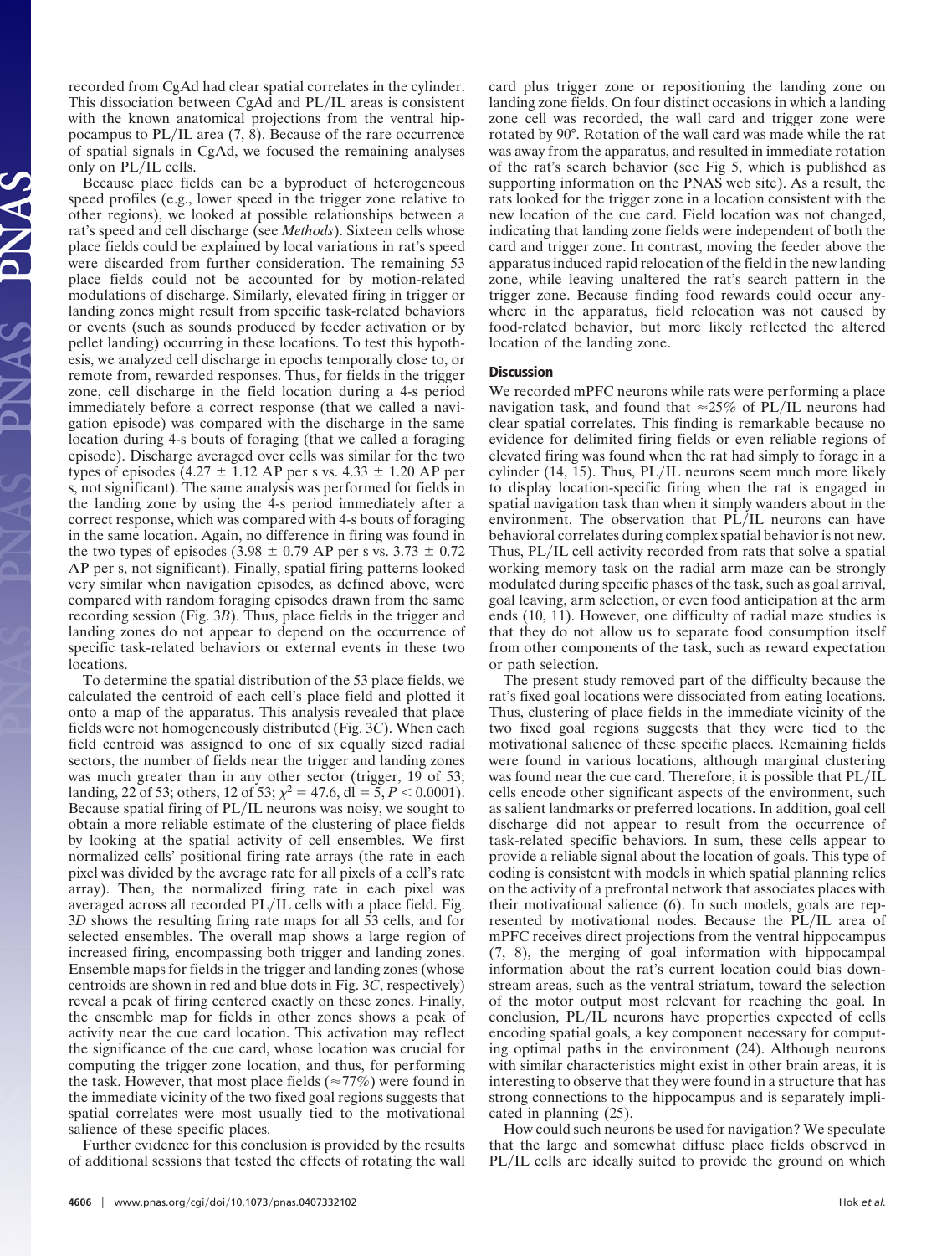recorded from CgAd had clear spatial correlates in the cylinder. This dissociation between CgAd and PL/IL areas is consistent with the known anatomical projections from the ventral hippocampus to PL/IL area (7, 8). Because of the rare occurrence of spatial signals in CgAd, we focused the remaining analyses only on PL/IL cells.

Because place fields can be a byproduct of heterogeneous speed profiles (e.g., lower speed in the trigger zone relative to other regions), we looked at possible relationships between a rat's speed and cell discharge (see *Methods*). Sixteen cells whose place fields could be explained by local variations in rat's speed were discarded from further consideration. The remaining 53 place fields could not be accounted for by motion-related modulations of discharge. Similarly, elevated firing in trigger or landing zones might result from specific task-related behaviors or events (such as sounds produced by feeder activation or by pellet landing) occurring in these locations. To test this hypothesis, we analyzed cell discharge in epochs temporally close to, or remote from, rewarded responses. Thus, for fields in the trigger zone, cell discharge in the field location during a 4-s period immediately before a correct response (that we called a navigation episode) was compared with the discharge in the same location during 4-s bouts of foraging (that we called a foraging episode). Discharge averaged over cells was similar for the two types of episodes ($4.27 \pm 1.12$ AP per s vs. $4.33 \pm 1.20$ AP per s, not significant). The same analysis was performed for fields in the landing zone by using the 4-s period immediately after a correct response, which was compared with 4-s bouts of foraging in the same location. Again, no difference in firing was found in the two types of episodes ($3.98 \pm 0.79$ AP per s vs. $3.73 \pm 0.72$ AP per s, not significant). Finally, spatial firing patterns looked very similar when navigation episodes, as defined above, were compared with random foraging episodes drawn from the same recording session (Fig. 3*B*). Thus, place fields in the trigger and landing zones do not appear to depend on the occurrence of specific task-related behaviors or external events in these two locations.

To determine the spatial distribution of the 53 place fields, we calculated the centroid of each cell's place field and plotted it onto a map of the apparatus. This analysis revealed that place fields were not homogeneously distributed (Fig. 3*C*). When each field centroid was assigned to one of six equally sized radial sectors, the number of fields near the trigger and landing zones was much greater than in any other sector (trigger, 19 of 53; landing, 22 of 53; others, 12 of 53; $\chi^2 = 47.6$, dl = 5, $P < 0.0001$). Because spatial firing of PL/IL neurons was noisy, we sought to obtain a more reliable estimate of the clustering of place fields by looking at the spatial activity of cell ensembles. We first normalized cells' positional firing rate arrays (the rate in each pixel was divided by the average rate for all pixels of a cell's rate array). Then, the normalized firing rate in each pixel was averaged across all recorded PL/IL cells with a place field. Fig. 3*D* shows the resulting firing rate maps for all 53 cells, and for selected ensembles. The overall map shows a large region of increased firing, encompassing both trigger and landing zones. Ensemble maps for fields in the trigger and landing zones (whose centroids are shown in red and blue dots in Fig. 3*C*, respectively) reveal a peak of firing centered exactly on these zones. Finally, the ensemble map for fields in other zones shows a peak of activity near the cue card location. This activation may reflect the significance of the cue card, whose location was crucial for computing the trigger zone location, and thus, for performing the task. However, that most place fields (≈77%) were found in the immediate vicinity of the two fixed goal regions suggests that spatial correlates were most usually tied to the motivational salience of these specific places.

Further evidence for this conclusion is provided by the results of additional sessions that tested the effects of rotating the wall card plus trigger zone or repositioning the landing zone on landing zone fields. On four distinct occasions in which a landing zone cell was recorded, the wall card and trigger zone were rotated by 90°. Rotation of the wall card was made while the rat was away from the apparatus, and resulted in immediate rotation of the rat's search behavior (see Fig 5, which is published as supporting information on the PNAS web site). As a result, the rats looked for the trigger zone in a location consistent with the new location of the cue card. Field location was not changed, indicating that landing zone fields were independent of both the card and trigger zone. In contrast, moving the feeder above the apparatus induced rapid relocation of the field in the new landing zone, while leaving unaltered the rat's search pattern in the trigger zone. Because finding food rewards could occur anywhere in the apparatus, field relocation was not caused by food-related behavior, but more likely reflected the altered location of the landing zone.

## Discussion

We recorded mPFC neurons while rats were performing a place navigation task, and found that ≈25% of PL/IL neurons had clear spatial correlates. This finding is remarkable because no evidence for delimited firing fields or even reliable regions of elevated firing was found when the rat had simply to forage in a cylinder (14, 15). Thus, PL/IL neurons seem much more likely to display location-specific firing when the rat is engaged in spatial navigation task than when it simply wanders about in the environment. The observation that PL/IL neurons can have behavioral correlates during complex spatial behavior is not new. Thus, PL/IL cell activity recorded from rats that solve a spatial working memory task on the radial arm maze can be strongly modulated during specific phases of the task, such as goal arrival, goal leaving, arm selection, or even food anticipation at the arm ends (10, 11). However, one difficulty of radial maze studies is that they do not allow us to separate food consumption itself from other components of the task, such as reward expectation or path selection.

The present study removed part of the difficulty because the rat's fixed goal locations were dissociated from eating locations. Thus, clustering of place fields in the immediate vicinity of the two fixed goal regions suggests that they were tied to the motivational salience of these specific places. Remaining fields were found in various locations, although marginal clustering was found near the cue card. Therefore, it is possible that PL/IL cells encode other significant aspects of the environment, such as salient landmarks or preferred locations. In addition, goal cell discharge did not appear to result from the occurrence of task-related specific behaviors. In sum, these cells appear to provide a reliable signal about the location of goals. This type of coding is consistent with models in which spatial planning relies on the activity of a prefrontal network that associates places with their motivational salience (6). In such models, goals are represented by motivational nodes. Because the PL/IL area of mPFC receives direct projections from the ventral hippocampus (7, 8), the merging of goal information with hippocampal information about the rat's current location could bias downstream areas, such as the ventral striatum, toward the selection of the motor output most relevant for reaching the goal. In conclusion, PL/IL neurons have properties expected of cells encoding spatial goals, a key component necessary for computing optimal paths in the environment (24). Although neurons with similar characteristics might exist in other brain areas, it is interesting to observe that they were found in a structure that has strong connections to the hippocampus and is separately implicated in planning (25).

How could such neurons be used for navigation? We speculate that the large and somewhat diffuse place fields observed in PL/IL cells are ideally suited to provide the ground on which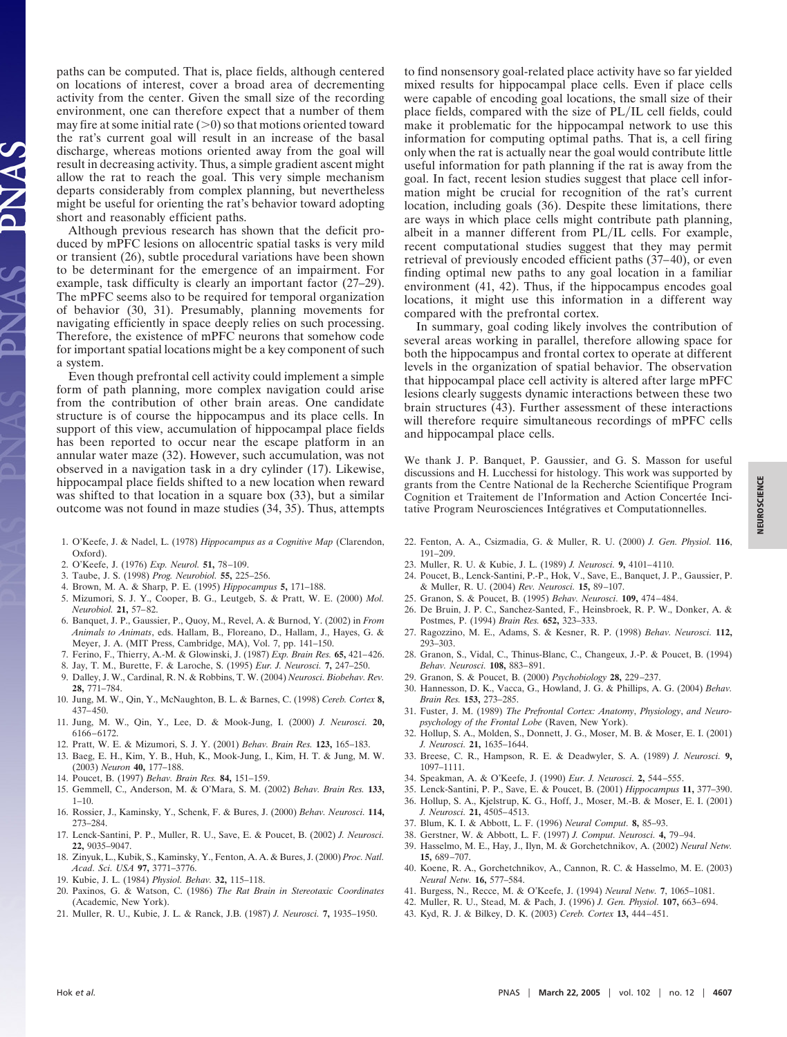paths can be computed. That is, place fields, although centered on locations of interest, cover a broad area of decrementing activity from the center. Given the small size of the recording environment, one can therefore expect that a number of them may fire at some initial rate (>0) so that motions oriented toward the rat's current goal will result in an increase of the basal discharge, whereas motions oriented away from the goal will result in decreasing activity. Thus, a simple gradient ascent might allow the rat to reach the goal. This very simple mechanism departs considerably from complex planning, but nevertheless might be useful for orienting the rat's behavior toward adopting short and reasonably efficient paths.

Although previous research has shown that the deficit produced by mPFC lesions on allocentric spatial tasks is very mild or transient (26), subtle procedural variations have been shown to be determinant for the emergence of an impairment. For example, task difficulty is clearly an important factor (27–29). The mPFC seems also to be required for temporal organization of behavior (30, 31). Presumably, planning movements for navigating efficiently in space deeply relies on such processing. Therefore, the existence of mPFC neurons that somehow code for important spatial locations might be a key component of such a system.

Even though prefrontal cell activity could implement a simple form of path planning, more complex navigation could arise from the contribution of other brain areas. One candidate structure is of course the hippocampus and its place cells. In support of this view, accumulation of hippocampal place fields has been reported to occur near the escape platform in an annular water maze (32). However, such accumulation, was not observed in a navigation task in a dry cylinder (17). Likewise, hippocampal place fields shifted to a new location when reward was shifted to that location in a square box (33), but a similar outcome was not found in maze studies (34, 35). Thus, attempts to find nonsensory goal-related place activity have so far yielded mixed results for hippocampal place cells. Even if place cells were capable of encoding goal locations, the small size of their place fields, compared with the size of PL/IL cell fields, could make it problematic for the hippocampal network to use this information for computing optimal paths. That is, a cell firing only when the rat is actually near the goal would contribute little useful information for path planning if the rat is away from the goal. In fact, recent lesion studies suggest that place cell information might be crucial for recognition of the rat's current location, including goals (36). Despite these limitations, there are ways in which place cells might contribute path planning, albeit in a manner different from PL/IL cells. For example, recent computational studies suggest that they may permit retrieval of previously encoded efficient paths (37–40), or even finding optimal new paths to any goal location in a familiar environment (41, 42). Thus, if the hippocampus encodes goal locations, it might use this information in a different way compared with the prefrontal cortex.

In summary, goal coding likely involves the contribution of several areas working in parallel, therefore allowing space for both the hippocampus and frontal cortex to operate at different levels in the organization of spatial behavior. The observation that hippocampal place cell activity is altered after large mPFC lesions clearly suggests dynamic interactions between these two brain structures (43). Further assessment of these interactions will therefore require simultaneous recordings of mPFC cells and hippocampal place cells.

We thank J. P. Banquet, P. Gaussier, and G. S. Masson for useful discussions and H. Lucchessi for histology. This work was supported by grants from the Centre National de la Recherche Scientifique Program Cognition et Traitement de l'Information and Action Concertée Incitative Program Neurosciences Intégratives et Computationnelles.

1. O'Keefe, J. & Nadel, L. (1978) *Hippocampus as a Cognitive Map* (Clarendon, Oxford).
2. O'Keefe, J. (1976) *Exp. Neurol.* **51,** 78–109.
3. Taube, J. S. (1998) *Prog. Neurobiol.* **55,** 225–256.
4. Brown, M. A. & Sharp, P. E. (1995) *Hippocampus* **5,** 171–188.
5. Mizumori, S. J. Y., Cooper, B. G., Leutgeb, S. & Pratt, W. E. (2000) *Mol. Neurobiol.* **21,** 57–82.
6. Banquet, J. P., Gaussier, P., Quoy, M., Revel, A. & Burnod, Y. (2002) in *From Animals to Animats*, eds. Hallam, B., Floreano, D., Hallam, J., Hayes, G. & Meyer, J. A. (MIT Press, Cambridge, MA), Vol. 7, pp. 141–150.
7. Ferino, F., Thierry, A.-M. & Glowinski, J. (1987) *Exp. Brain Res.* **65,** 421–426.
8. Jay, T. M., Burette, F. & Laroche, S. (1995) *Eur. J. Neurosci.* **7,** 247–250.
9. Dalley, J. W., Cardinal, R. N. & Robbins, T. W. (2004) *Neurosci. Biobehav. Rev.* **28,** 771–784.
10. Jung, M. W., Qin, Y., McNaughton, B. L. & Barnes, C. (1998) *Cereb. Cortex* **8,** 437–450.
11. Jung, M. W., Qin, Y., Lee, D. & Mook-Jung, I. (2000) *J. Neurosci.* **20,** 6166–6172.
12. Pratt, W. E. & Mizumori, S. J. Y. (2001) *Behav. Brain Res.* **123,** 165–183.
13. Baeg, E. H., Kim, Y. B., Huh, K., Mook-Jung, I., Kim, H. T. & Jung, M. W. (2003) *Neuron* **40,** 177–188.
14. Poucet, B. (1997) *Behav. Brain Res.* **84,** 151–159.
15. Gemmell, C., Anderson, M. & O'Mara, S. M. (2002) *Behav. Brain Res.* **133,** 1–10.
16. Rossier, J., Kaminsky, Y., Schenk, F. & Bures, J. (2000) *Behav. Neurosci.* **114,** 273–284.
17. Lenck-Santini, P. P., Muller, R. U., Save, E. & Poucet, B. (2002) *J. Neurosci.* **22,** 9035–9047.
18. Zinyuk, L., Kubik, S., Kaminsky, Y., Fenton, A. A. & Bures, J. (2000) *Proc. Natl. Acad. Sci. USA* **97,** 3771–3776.
19. Kubie, J. L. (1984) *Physiol. Behav.* **32,** 115–118.
20. Paxinos, G. & Watson, C. (1986) *The Rat Brain in Stereotaxic Coordinates* (Academic, New York).
21. Muller, R. U., Kubie, J. L. & Ranck, J.B. (1987) *J. Neurosci.* **7,** 1935–1950.
22. Fenton, A. A., Csizmadia, G. & Muller, R. U. (2000) *J. Gen. Physiol.* **116,** 191–209.
23. Muller, R. U. & Kubie, J. L. (1989) *J. Neurosci.* **9,** 4101–4110.
24. Poucet, B., Lenck-Santini, P.-P., Hok, V., Save, E., Banquet, J. P., Gaussier, P. & Muller, R. U. (2004) *Rev. Neurosci.* **15,** 89–107.
25. Granon, S. & Poucet, B. (1995) *Behav. Neurosci.* **109,** 474–484.
26. De Bruin, J. P. C., Sanchez-Santed, F., Heinsbroek, R. P. W., Donker, A. & Postmes, P. (1994) *Brain Res.* **652,** 323–333.
27. Ragozzino, M. E., Adams, S. & Kesner, R. P. (1998) *Behav. Neurosci.* **112,** 293–303.
28. Granon, S., Vidal, C., Thinus-Blanc, C., Changeux, J.-P. & Poucet, B. (1994) *Behav. Neurosci.* **108,** 883–891.
29. Granon, S. & Poucet, B. (2000) *Psychobiology* **28,** 229–237.
30. Hannesson, D. K., Vacca, G., Howland, J. G. & Phillips, A. G. (2004) *Behav. Brain Res.* **153,** 273–285.
31. Fuster, J. M. (1989) *The Prefrontal Cortex: Anatomy, Physiology, and Neuropsychology of the Frontal Lobe* (Raven, New York).
32. Hollup, S. A., Molden, S., Donnett, J. G., Moser, M. B. & Moser, E. I. (2001) *J. Neurosci.* **21,** 1635–1644.
33. Breese, C. R., Hampson, R. E. & Deadwyler, S. A. (1989) *J. Neurosci.* **9,** 1097–1111.
34. Speakman, A. & O'Keefe, J. (1990) *Eur. J. Neurosci.* **2,** 544–555.
35. Lenck-Santini, P. P., Save, E. & Poucet, B. (2001) *Hippocampus* **11,** 377–390.
36. Hollup, S. A., Kjelstrup, K. G., Hoff, J., Moser, M.-B. & Moser, E. I. (2001) *J. Neurosci.* **21,** 4505–4513.
37. Blum, K. I. & Abbott, L. F. (1996) *Neural Comput.* **8,** 85–93.
38. Gerstner, W. & Abbott, L. F. (1997) *J. Comput. Neurosci.* **4,** 79–94.
39. Hasselmo, M. E., Hay, J., Ilyn, M. & Gorchetchnikov, A. (2002) *Neural Netw.* **15,** 689–707.
40. Koene, R. A., Gorchetchnikov, A., Cannon, R. C. & Hasselmo, M. E. (2003) *Neural Netw.* **16,** 577–584.
41. Burgess, N., Recce, M. & O'Keefe, J. (1994) *Neural Netw.* **7,** 1065–1081.
42. Muller, R. U., Stead, M. & Pach, J. (1996) *J. Gen. Physiol.* **107,** 663–694.
43. Kyd, R. J. & Bilkey, D. K. (2003) *Cereb. Cortex* **13,** 444–451.